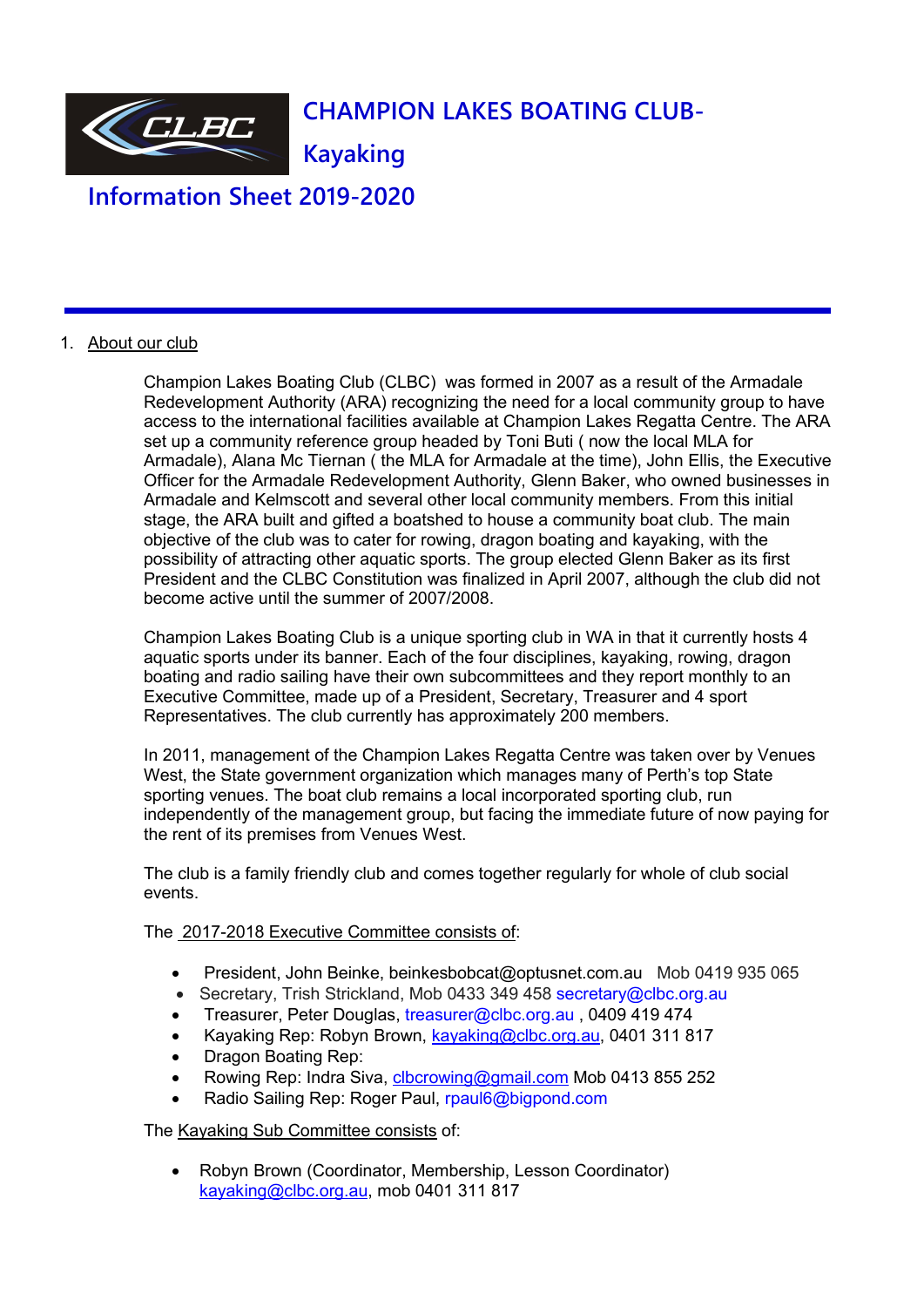# CHAMPION LAKES BOATING CLUB- Kayaking

## Information Sheet 2019-2020

1. About our club

Champion Lakes Boating Club (CLBC) was formed in 2007 as a result of the Armadale Redevelopment Authority (ARA) recognizing the need for a local community group to have access to the international facilities available at Champion Lakes Regatta Centre. The ARA set up a community reference group headed by Toni Buti ( now the local MLA for Armadale), Alana Mc Tiernan ( the MLA for Armadale at the time), John Ellis, the Executive Officer for the Armadale Redevelopment Authority, Glenn Baker, who owned businesses in Armadale and Kelmscott and several other local community members. From this initial stage, the ARA built and gifted a boatshed to house a community boat club. The main objective of the club was to cater for rowing, dragon boating and kayaking, with the possibility of attracting other aquatic sports. The group elected Glenn Baker as its first President and the CLBC Constitution was finalized in April 2007, although the club did not become active until the summer of 2007/2008.

Champion Lakes Boating Club is a unique sporting club in WA in that it currently hosts 4 aquatic sports under its banner. Each of the four disciplines, kayaking, rowing, dragon boating and radio sailing have their own subcommittees and they report monthly to an Executive Committee, made up of a President, Secretary, Treasurer and 4 sport Representatives. The club currently has approximately 200 members.

In 2011, management of the Champion Lakes Regatta Centre was taken over by Venues West, the State government organization which manages many of Perth's top State sporting venues. The boat club remains a local incorporated sporting club, run independently of the management group, but facing the immediate future of now paying for the rent of its premises from Venues West.

The club is a family friendly club and comes together regularly for whole of club social events.

The 2017-2018 Executive Committee consists of:

- President, John Beinke, beinkesbobcat@optusnet.com.au Mob 0419 935 065
- Secretary, Trish Strickland, Mob 0433 349 458 secretary@clbc.org.au
- Treasurer, Peter Douglas, treasurer@clbc.org.au , 0409 419 474
- Kayaking Rep: Robyn Brown, kayaking@clbc.org.au, 0401 311 817
- Dragon Boating Rep:
- Rowing Rep: Indra Siva, clbcrowing@gmail.com Mob 0413 855 252
- Radio Sailing Rep: Roger Paul, rpaul6@bigpond.com

The Kayaking Sub Committee consists of:

- Robyn Brown (Coordinator, Membership, Lesson Coordinator) kayaking@clbc.org.au, mob 0401 311 817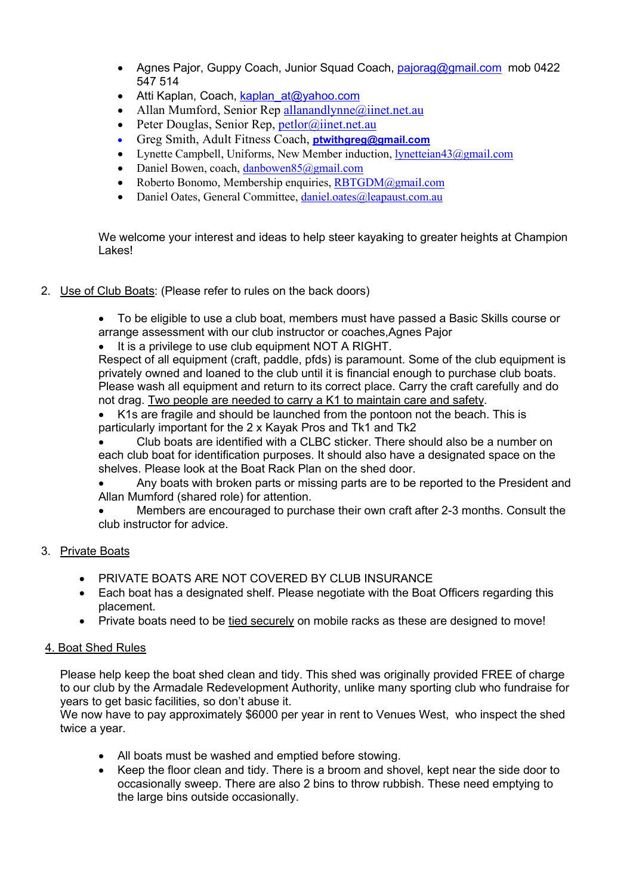- Agnes Pajor, Guppy Coach, Junior Squad Coach, pajorag@gmail.com mob 0422 547 514
- Atti Kaplan, Coach, kaplan_at@yahoo.com
- Allan Mumford, Senior Rep allanandlynne@iinet.net.au
- Peter Douglas, Senior Rep, petlor@iinet.net.au
- Greg Smith, Adult Fitness Coach, **ptwithgreg@gmail.com**
- Lynette Campbell, Uniforms, New Member induction, lynetteian43@gmail.com
- Daniel Bowen, coach, danbowen85@gmail.com
- Roberto Bonomo, Membership enquiries, RBTGDM@gmail.com
- Daniel Oates, General Committee, daniel.oates@leapaust.com.au

We welcome your interest and ideas to help steer kayaking to greater heights at Champion Lakes!

2. Use of Club Boats: (Please refer to rules on the back doors)

- To be eligible to use a club boat, members must have passed a Basic Skills course or arrange assessment with our club instructor or coaches,Agnes Pajor
- It is a privilege to use club equipment NOT A RIGHT.

Respect of all equipment (craft, paddle, pfds) is paramount. Some of the club equipment is privately owned and loaned to the club until it is financial enough to purchase club boats. Please wash all equipment and return to its correct place. Carry the craft carefully and do not drag. Two people are needed to carry a K1 to maintain care and safety.

- K1s are fragile and should be launched from the pontoon not the beach. This is particularly important for the 2 x Kayak Pros and Tk1 and Tk2
- Club boats are identified with a CLBC sticker. There should also be a number on each club boat for identification purposes. It should also have a designated space on the shelves. Please look at the Boat Rack Plan on the shed door.
- Any boats with broken parts or missing parts are to be reported to the President and Allan Mumford (shared role) for attention.
- Members are encouraged to purchase their own craft after 2-3 months. Consult the club instructor for advice.

3. Private Boats

- PRIVATE BOATS ARE NOT COVERED BY CLUB INSURANCE
- Each boat has a designated shelf. Please negotiate with the Boat Officers regarding this placement.
- Private boats need to be tied securely on mobile racks as these are designed to move!

4. Boat Shed Rules

Please help keep the boat shed clean and tidy. This shed was originally provided FREE of charge to our club by the Armadale Redevelopment Authority, unlike many sporting club who fundraise for years to get basic facilities, so don't abuse it.
We now have to pay approximately $6000 per year in rent to Venues West, who inspect the shed twice a year.

- All boats must be washed and emptied before stowing.
- Keep the floor clean and tidy. There is a broom and shovel, kept near the side door to occasionally sweep. There are also 2 bins to throw rubbish. These need emptying to the large bins outside occasionally.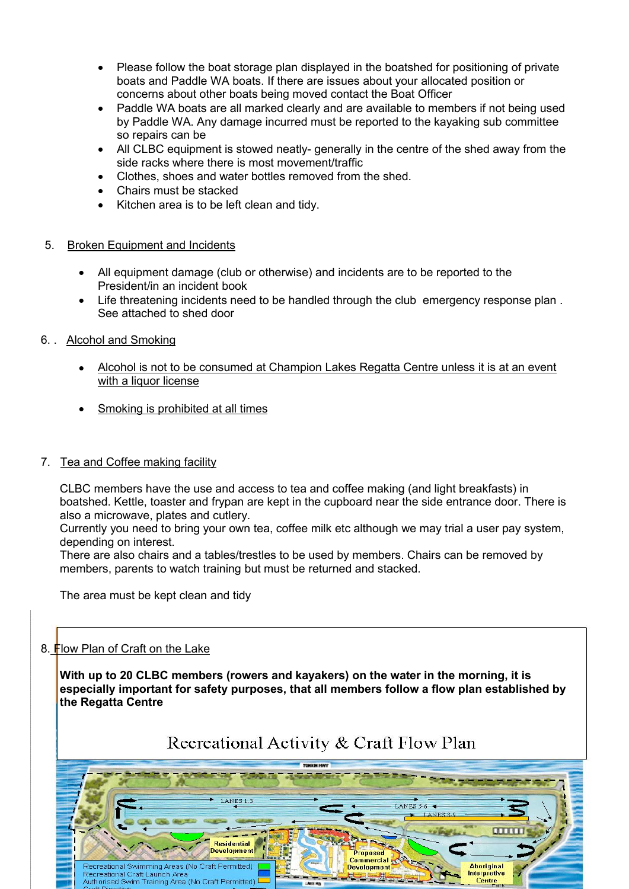- Please follow the boat storage plan displayed in the boatshed for positioning of private boats and Paddle WA boats. If there are issues about your allocated position or concerns about other boats being moved contact the Boat Officer
- Paddle WA boats are all marked clearly and are available to members if not being used by Paddle WA. Any damage incurred must be reported to the kayaking sub committee so repairs can be
- All CLBC equipment is stowed neatly- generally in the centre of the shed away from the side racks where there is most movement/traffic
- Clothes, shoes and water bottles removed from the shed.
- Chairs must be stacked
- Kitchen area is to be left clean and tidy.

5. Broken Equipment and Incidents

- All equipment damage (club or otherwise) and incidents are to be reported to the President/in an incident book
- Life threatening incidents need to be handled through the club emergency response plan . See attached to shed door

6. . Alcohol and Smoking

- Alcohol is not to be consumed at Champion Lakes Regatta Centre unless it is at an event with a liquor license
- Smoking is prohibited at all times

7. Tea and Coffee making facility

CLBC members have the use and access to tea and coffee making (and light breakfasts) in boatshed. Kettle, toaster and frypan are kept in the cupboard near the side entrance door. There is also a microwave, plates and cutlery.
Currently you need to bring your own tea, coffee milk etc although we may trial a user pay system, depending on interest.
There are also chairs and a tables/trestles to be used by members. Chairs can be removed by members, parents to watch training but must be returned and stacked.

The area must be kept clean and tidy

8. Flow Plan of Craft on the Lake

**With up to 20 CLBC members (rowers and kayakers) on the water in the morning, it is especially important for safety purposes, that all members follow a flow plan established by the Regatta Centre**

Recreational Activity & Craft Flow Plan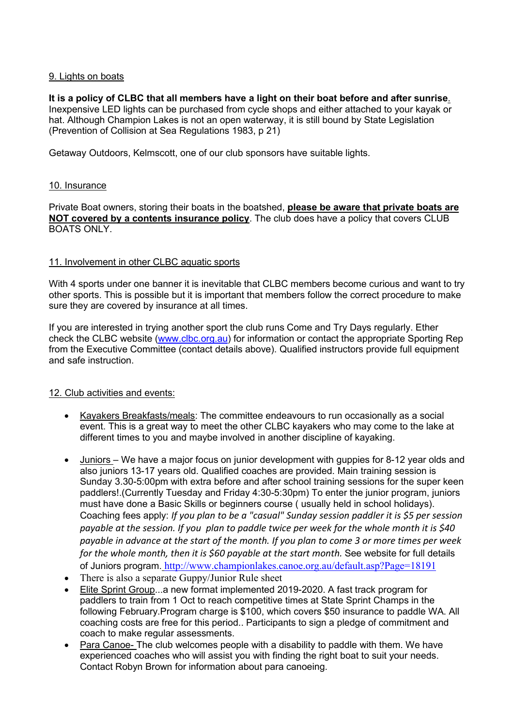<u>9. Lights on boats</u>

**It is a policy of CLBC that all members have a light on their boat before and after sunrise.** Inexpensive LED lights can be purchased from cycle shops and either attached to your kayak or hat. Although Champion Lakes is not an open waterway, it is still bound by State Legislation (Prevention of Collision at Sea Regulations 1983, p 21)

Getaway Outdoors, Kelmscott, one of our club sponsors have suitable lights.

<u>10. Insurance</u>

Private Boat owners, storing their boats in the boatshed, **<u>please be aware that private boats are NOT covered by a contents insurance policy</u>**. The club does have a policy that covers CLUB BOATS ONLY.

<u>11. Involvement in other CLBC aquatic sports</u>

With 4 sports under one banner it is inevitable that CLBC members become curious and want to try other sports. This is possible but it is important that members follow the correct procedure to make sure they are covered by insurance at all times.

If you are interested in trying another sport the club runs Come and Try Days regularly. Ether check the CLBC website (www.clbc.org.au) for information or contact the appropriate Sporting Rep from the Executive Committee (contact details above). Qualified instructors provide full equipment and safe instruction.

<u>12. Club activities and events:</u>

- <u>Kayakers Breakfasts/meals</u>: The committee endeavours to run occasionally as a social event. This is a great way to meet the other CLBC kayakers who may come to the lake at different times to you and maybe involved in another discipline of kayaking.
- <u>Juniors</u> – We have a major focus on junior development with guppies for 8-12 year olds and also juniors 13-17 years old. Qualified coaches are provided. Main training session is Sunday 3.30-5:00pm with extra before and after school training sessions for the super keen paddlers!.(Currently Tuesday and Friday 4:30-5:30pm) To enter the junior program, juniors must have done a Basic Skills or beginners course ( usually held in school holidays). Coaching fees apply: *If you plan to be a "casual" Sunday session paddler it is $5 per session payable at the session. If you plan to paddle twice per week for the whole month it is $40 payable in advance at the start of the month. If you plan to come 3 or more times per week for the whole month, then it is $60 payable at the start month.* See website for full details of Juniors program. http://www.championlakes.canoe.org.au/default.asp?Page=18191
- There is also a separate Guppy/Junior Rule sheet
- <u>Elite Sprint Group</u>...a new format implemented 2019-2020. A fast track program for paddlers to train from 1 Oct to reach competitive times at State Sprint Champs in the following February.Program charge is $100, which covers $50 insurance to paddle WA. All coaching costs are free for this period.. Participants to sign a pledge of commitment and coach to make regular assessments.
- <u>Para Canoe-</u> The club welcomes people with a disability to paddle with them. We have experienced coaches who will assist you with finding the right boat to suit your needs. Contact Robyn Brown for information about para canoeing.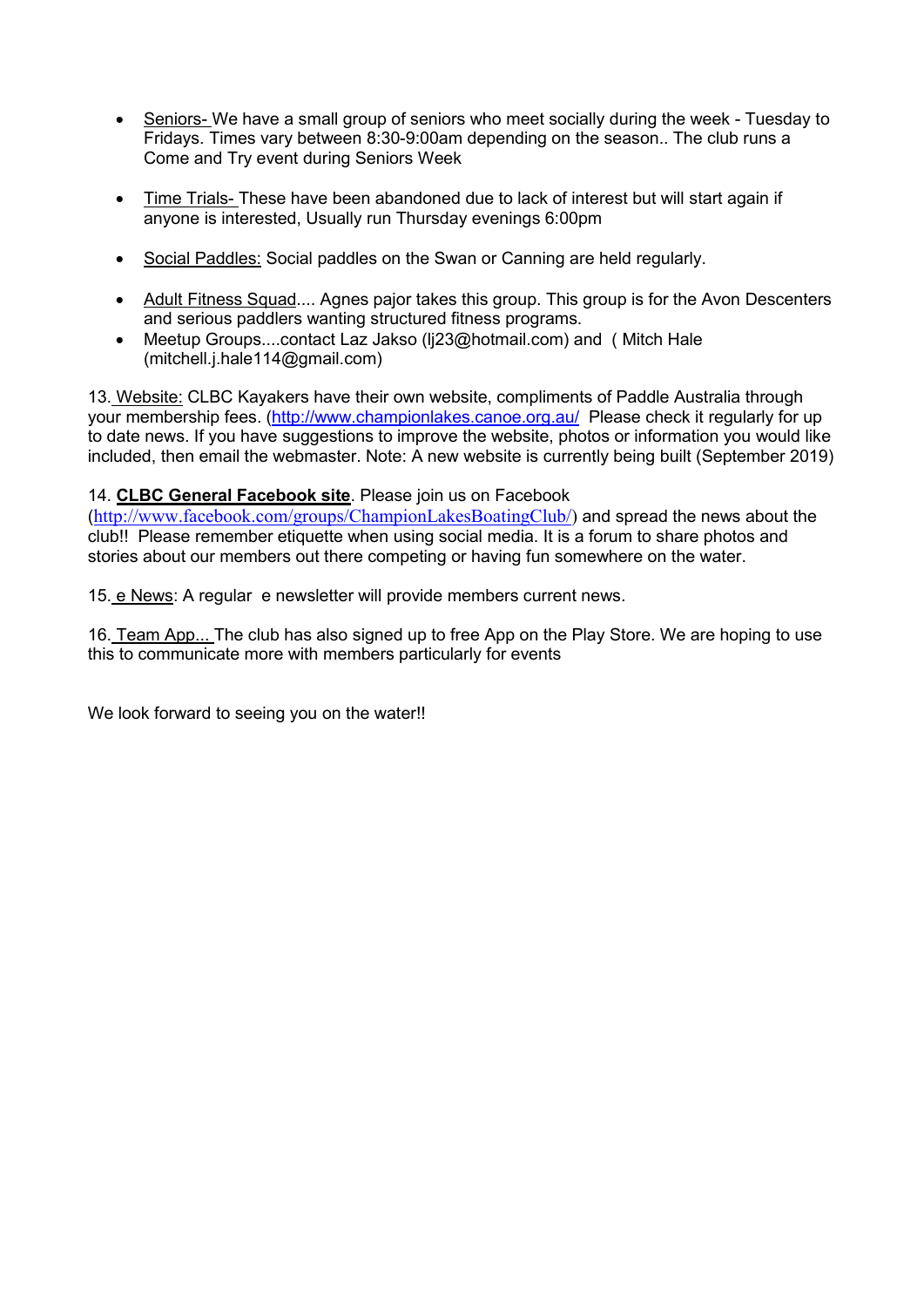- Seniors- We have a small group of seniors who meet socially during the week - Tuesday to Fridays. Times vary between 8:30-9:00am depending on the season.. The club runs a Come and Try event during Seniors Week

- Time Trials- These have been abandoned due to lack of interest but will start again if anyone is interested, Usually run Thursday evenings 6:00pm

- Social Paddles: Social paddles on the Swan or Canning are held regularly.

- Adult Fitness Squad.... Agnes pajor takes this group. This group is for the Avon Descenters and serious paddlers wanting structured fitness programs.
- Meetup Groups....contact Laz Jakso (lj23@hotmail.com) and ( Mitch Hale (mitchell.j.hale114@gmail.com)

13. Website: CLBC Kayakers have their own website, compliments of Paddle Australia through your membership fees. (http://www.championlakes.canoe.org.au/ Please check it regularly for up to date news. If you have suggestions to improve the website, photos or information you would like included, then email the webmaster. Note: A new website is currently being built (September 2019)

14. **CLBC General Facebook site**. Please join us on Facebook (http://www.facebook.com/groups/ChampionLakesBoatingClub/) and spread the news about the club!! Please remember etiquette when using social media. It is a forum to share photos and stories about our members out there competing or having fun somewhere on the water.

15. e News: A regular e newsletter will provide members current news.

16. Team App... The club has also signed up to free App on the Play Store. We are hoping to use this to communicate more with members particularly for events

We look forward to seeing you on the water!!